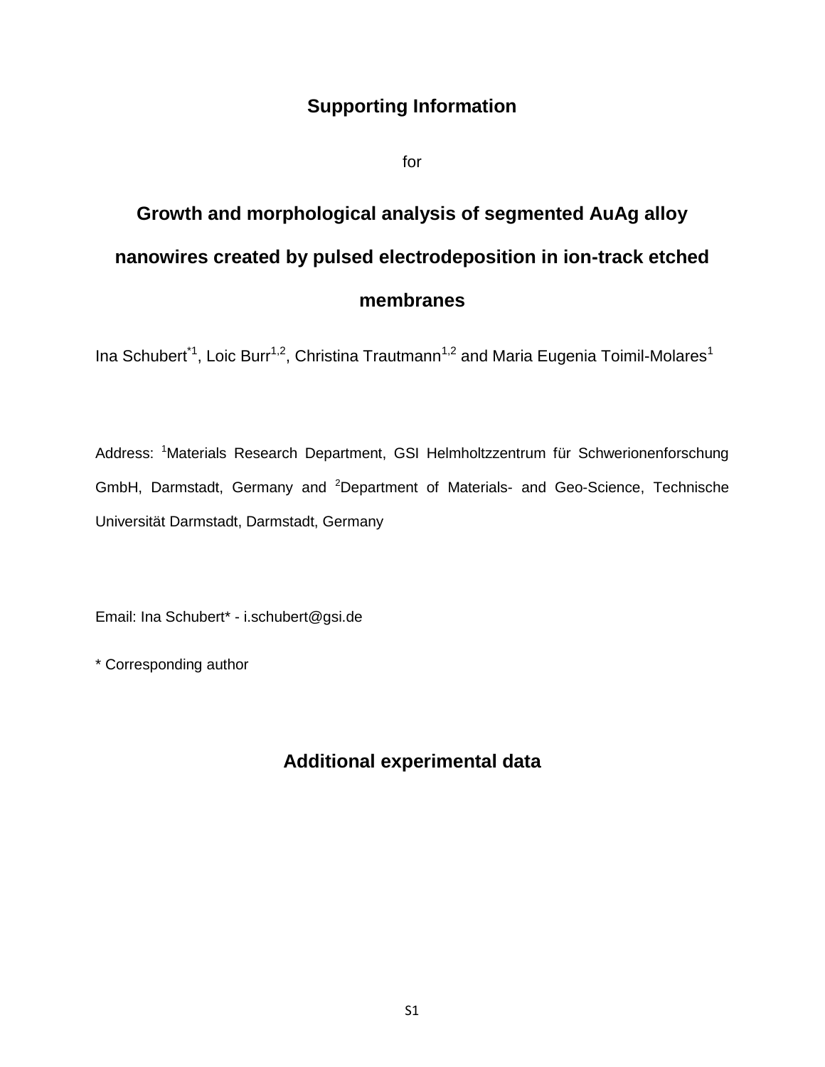## Supporting Information

for

# Growth and morphological analysis of segmented AuAg alloy nanowires created by pulsed electrodeposition in ion-track etched membranes

Ina Schubert[*1], Loic Burr[1,2], Christina Trautmann[1,2] and Maria Eugenia Toimil-Molares[1]

Address: [1]Materials Research Department, GSI Helmholtzzentrum für Schwerionenforschung GmbH, Darmstadt, Germany and [2]Department of Materials- and Geo-Science, Technische Universität Darmstadt, Darmstadt, Germany

Email: Ina Schubert* - i.schubert@gsi.de

* Corresponding author

## Additional experimental data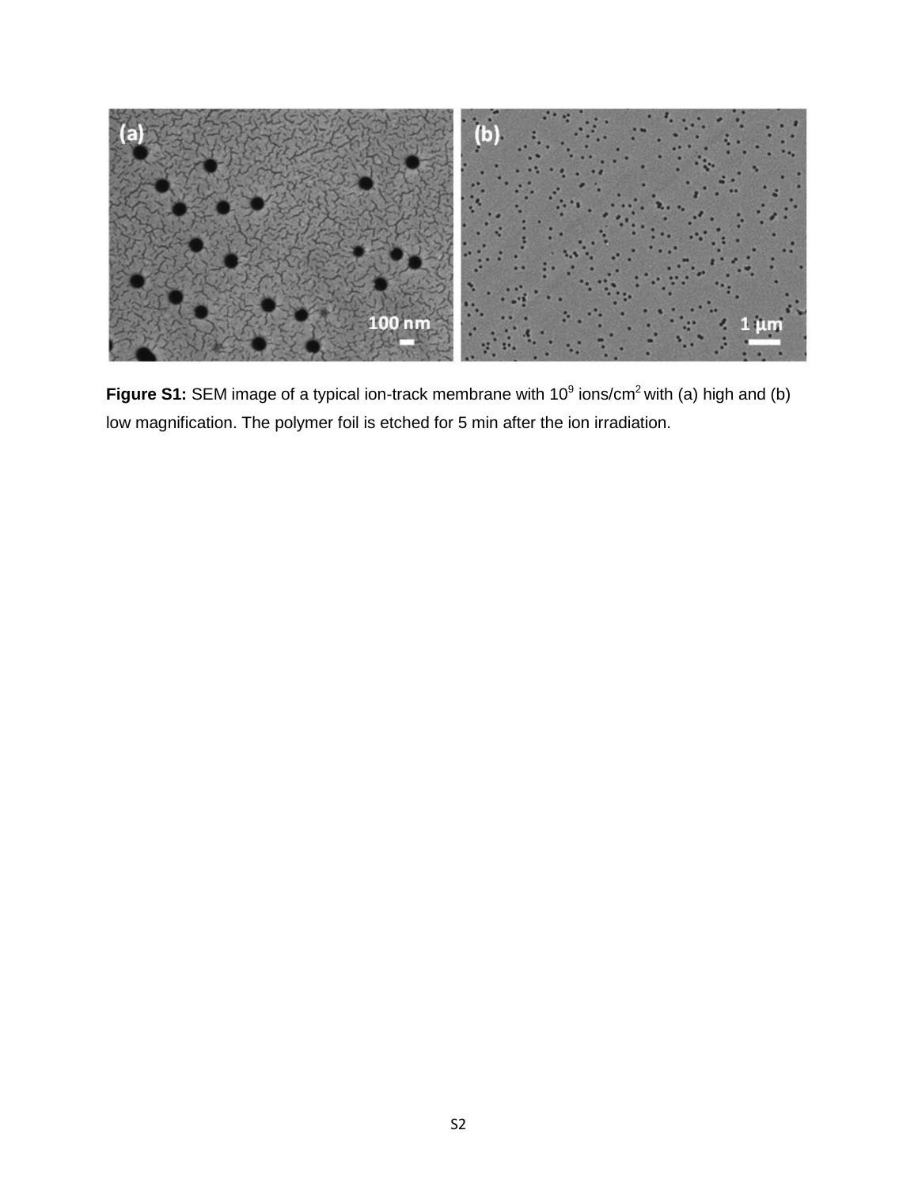(a)

100 nm

(b)

1 μm

**Figure S1:** SEM image of a typical ion-track membrane with $10^9$ ions/cm$^2$ with (a) high and (b) low magnification. The polymer foil is etched for 5 min after the ion irradiation.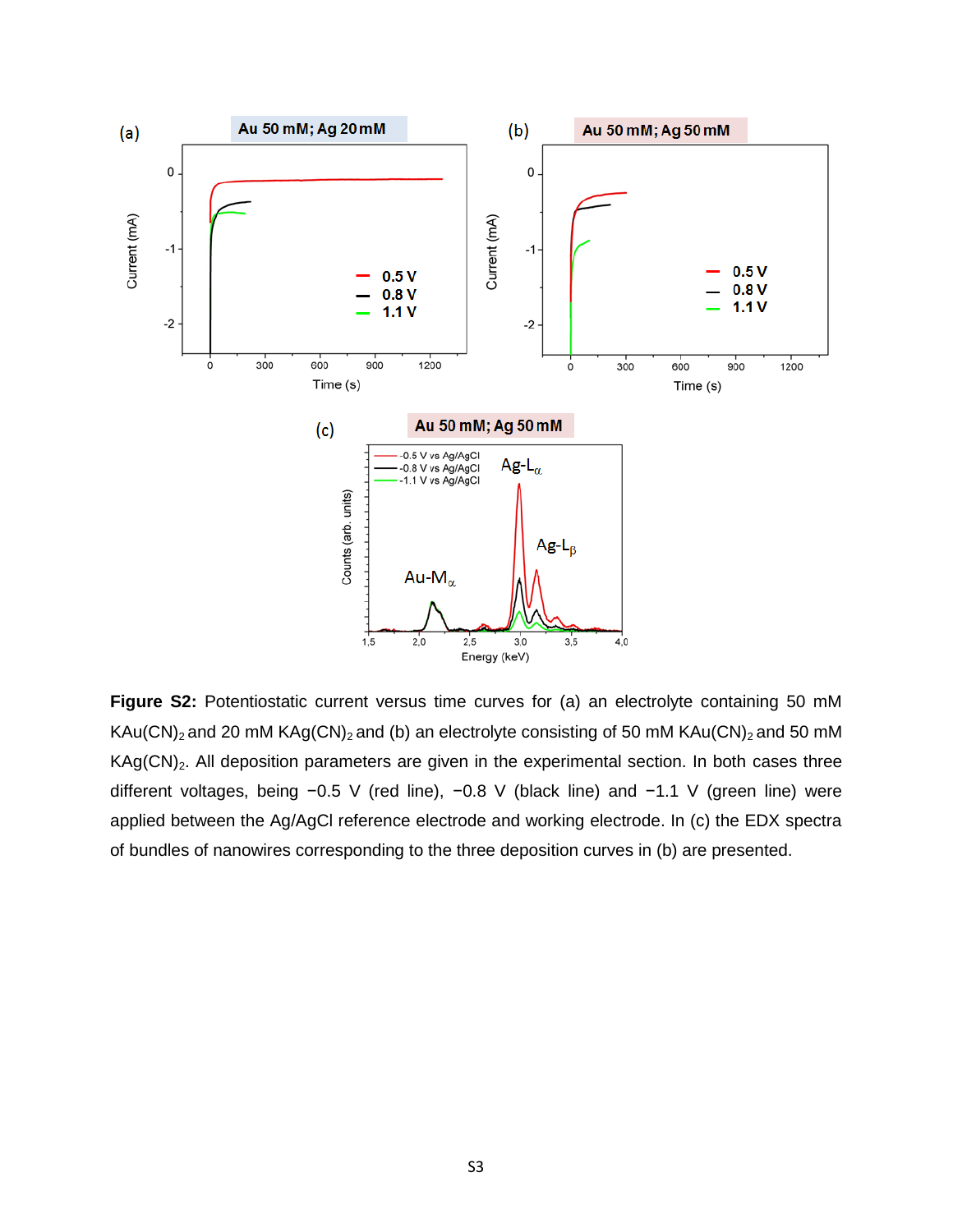(a)

Au 50 mM; Ag 20 mM

Current (mA)

0

-1

-2

0 300 600 900 1200

Time (s)

0.5 V
0.8 V
1.1 V

(b)

Au 50 mM; Ag 50 mM

Current (mA)

0

-1

-2

0 300 600 900 1200

Time (s)

0.5 V
0.8 V
1.1 V

(c)

Au 50 mM; Ag 50 mM

-0.5 V vs Ag/AgCl
-0.8 V vs Ag/AgCl
-1.1 V vs Ag/AgCl

Ag-$L_\alpha$

Ag-$L_\beta$

Au-$M_\alpha$

Counts (arb. units)

1,5 2,0 2,5 3,0 3,5 4,0

Energy (keV)

**Figure S2:** Potentiostatic current versus time curves for (a) an electrolyte containing 50 mM $KAu(CN)_2$ and 20 mM $KAg(CN)_2$ and (b) an electrolyte consisting of 50 mM $KAu(CN)_2$ and 50 mM $KAg(CN)_2$. All deposition parameters are given in the experimental section. In both cases three different voltages, being −0.5 V (red line), −0.8 V (black line) and −1.1 V (green line) were applied between the Ag/AgCl reference electrode and working electrode. In (c) the EDX spectra of bundles of nanowires corresponding to the three deposition curves in (b) are presented.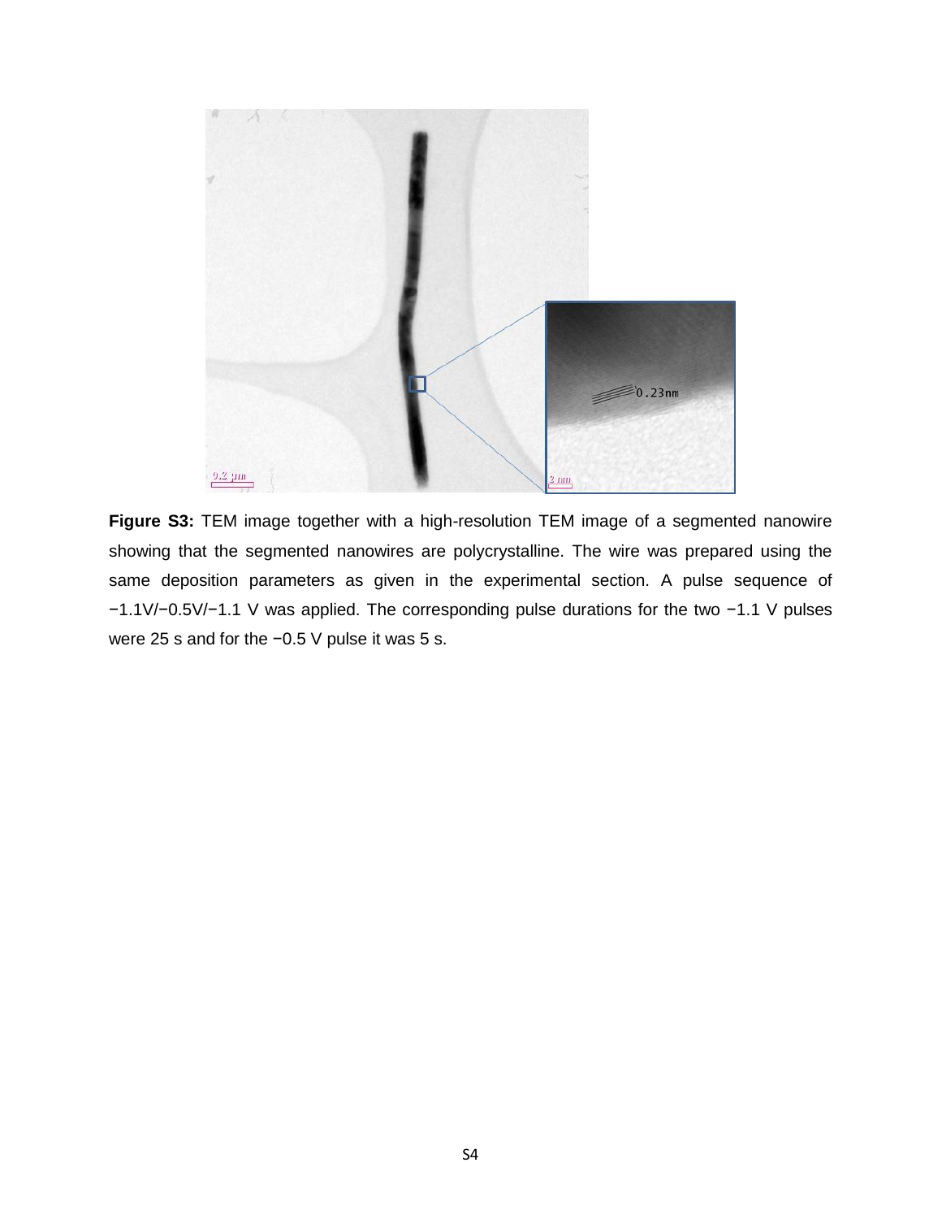**Figure S3:** TEM image together with a high-resolution TEM image of a segmented nanowire showing that the segmented nanowires are polycrystalline. The wire was prepared using the same deposition parameters as given in the experimental section. A pulse sequence of −1.1V/−0.5V/−1.1 V was applied. The corresponding pulse durations for the two −1.1 V pulses were 25 s and for the −0.5 V pulse it was 5 s.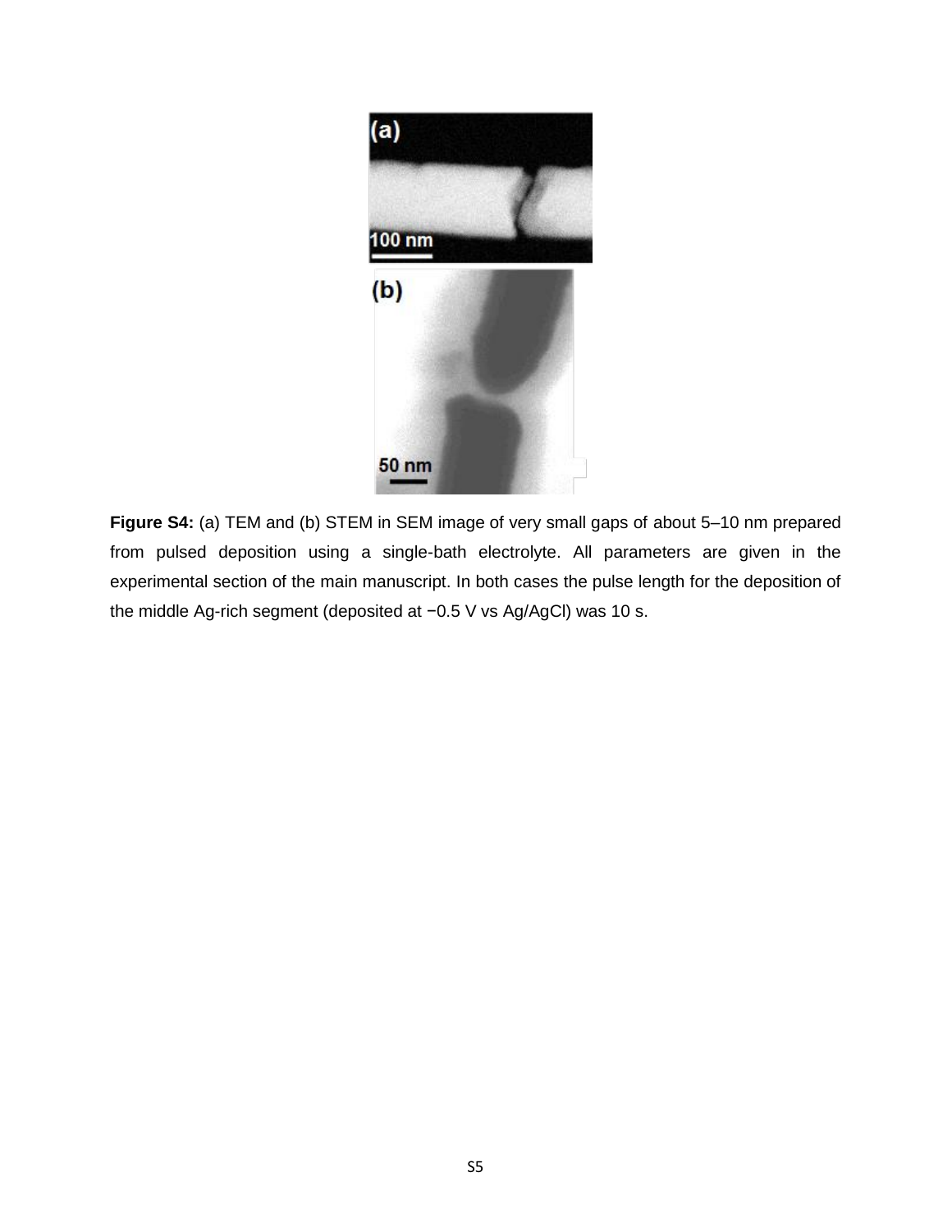(a)

100 nm

(b)

50 nm

**Figure S4:** (a) TEM and (b) STEM in SEM image of very small gaps of about 5–10 nm prepared from pulsed deposition using a single-bath electrolyte. All parameters are given in the experimental section of the main manuscript. In both cases the pulse length for the deposition of the middle Ag-rich segment (deposited at −0.5 V vs Ag/AgCl) was 10 s.